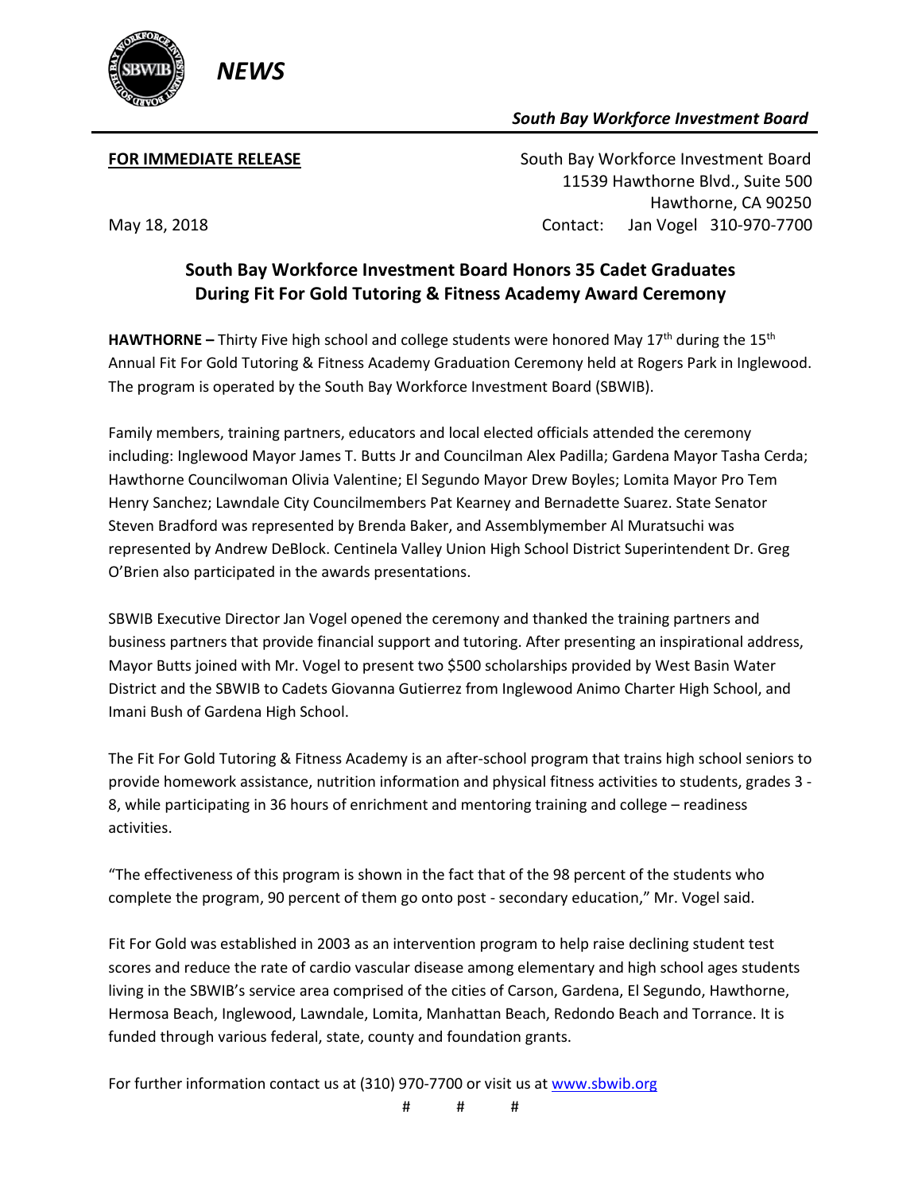***NEWS***

***South Bay Workforce Investment Board***

**FOR IMMEDIATE RELEASE**

South Bay Workforce Investment Board
11539 Hawthorne Blvd., Suite 500
Hawthorne, CA 90250

May 18, 2018

Contact: Jan Vogel 310-970-7700

## South Bay Workforce Investment Board Honors 35 Cadet Graduates During Fit For Gold Tutoring & Fitness Academy Award Ceremony

**HAWTHORNE –** Thirty Five high school and college students were honored May 17th during the 15th Annual Fit For Gold Tutoring & Fitness Academy Graduation Ceremony held at Rogers Park in Inglewood. The program is operated by the South Bay Workforce Investment Board (SBWIB).

Family members, training partners, educators and local elected officials attended the ceremony including: Inglewood Mayor James T. Butts Jr and Councilman Alex Padilla; Gardena Mayor Tasha Cerda; Hawthorne Councilwoman Olivia Valentine; El Segundo Mayor Drew Boyles; Lomita Mayor Pro Tem Henry Sanchez; Lawndale City Councilmembers Pat Kearney and Bernadette Suarez. State Senator Steven Bradford was represented by Brenda Baker, and Assemblymember Al Muratsuchi was represented by Andrew DeBlock. Centinela Valley Union High School District Superintendent Dr. Greg O'Brien also participated in the awards presentations.

SBWIB Executive Director Jan Vogel opened the ceremony and thanked the training partners and business partners that provide financial support and tutoring. After presenting an inspirational address, Mayor Butts joined with Mr. Vogel to present two $500 scholarships provided by West Basin Water District and the SBWIB to Cadets Giovanna Gutierrez from Inglewood Animo Charter High School, and Imani Bush of Gardena High School.

The Fit For Gold Tutoring & Fitness Academy is an after-school program that trains high school seniors to provide homework assistance, nutrition information and physical fitness activities to students, grades 3 - 8, while participating in 36 hours of enrichment and mentoring training and college – readiness activities.

"The effectiveness of this program is shown in the fact that of the 98 percent of the students who complete the program, 90 percent of them go onto post - secondary education," Mr. Vogel said.

Fit For Gold was established in 2003 as an intervention program to help raise declining student test scores and reduce the rate of cardio vascular disease among elementary and high school ages students living in the SBWIB's service area comprised of the cities of Carson, Gardena, El Segundo, Hawthorne, Hermosa Beach, Inglewood, Lawndale, Lomita, Manhattan Beach, Redondo Beach and Torrance. It is funded through various federal, state, county and foundation grants.

For further information contact us at (310) 970-7700 or visit us at [www.sbwib.org](http://www.sbwib.org)

# # #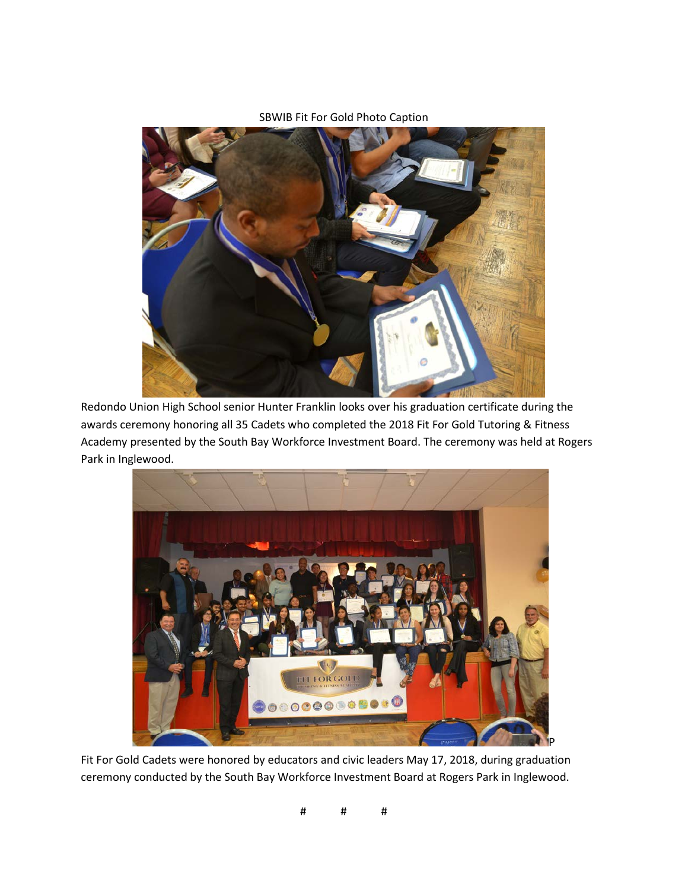SBWIB Fit For Gold Photo Caption

Redondo Union High School senior Hunter Franklin looks over his graduation certificate during the awards ceremony honoring all 35 Cadets who completed the 2018 Fit For Gold Tutoring & Fitness Academy presented by the South Bay Workforce Investment Board. The ceremony was held at Rogers Park in Inglewood.

Fit For Gold Cadets were honored by educators and civic leaders May 17, 2018, during graduation ceremony conducted by the South Bay Workforce Investment Board at Rogers Park in Inglewood.

# # #